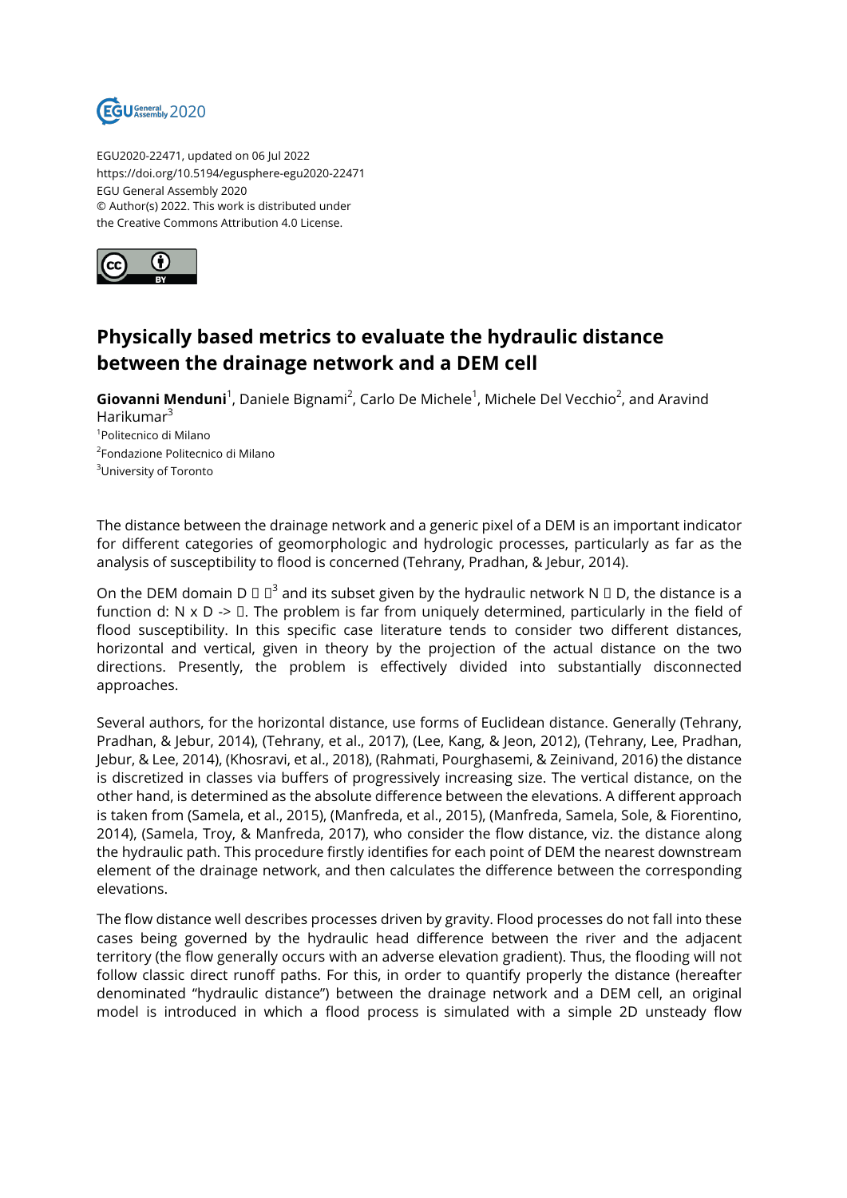EGU2020-22471, updated on 06 Jul 2022
https://doi.org/10.5194/egusphere-egu2020-22471
EGU General Assembly 2020
© Author(s) 2022. This work is distributed under
the Creative Commons Attribution 4.0 License.

# Physically based metrics to evaluate the hydraulic distance between the drainage network and a DEM cell

**Giovanni Menduni**[1], Daniele Bignami[2], Carlo De Michele[1], Michele Del Vecchio[2], and Aravind Harikumar[3]

[1]Politecnico di Milano
[2]Fondazione Politecnico di Milano
[3]University of Toronto

The distance between the drainage network and a generic pixel of a DEM is an important indicator for different categories of geomorphologic and hydrologic processes, particularly as far as the analysis of susceptibility to flood is concerned (Tehrany, Pradhan, & Jebur, 2014).

On the DEM domain D $\subset$ $\mathbb{R}^3$ and its subset given by the hydraulic network N $\subset$ D, the distance is a function d: N x D -> $\mathbb{R}$. The problem is far from uniquely determined, particularly in the field of flood susceptibility. In this specific case literature tends to consider two different distances, horizontal and vertical, given in theory by the projection of the actual distance on the two directions. Presently, the problem is effectively divided into substantially disconnected approaches.

Several authors, for the horizontal distance, use forms of Euclidean distance. Generally (Tehrany, Pradhan, & Jebur, 2014), (Tehrany, et al., 2017), (Lee, Kang, & Jeon, 2012), (Tehrany, Lee, Pradhan, Jebur, & Lee, 2014), (Khosravi, et al., 2018), (Rahmati, Pourghasemi, & Zeinivand, 2016) the distance is discretized in classes via buffers of progressively increasing size. The vertical distance, on the other hand, is determined as the absolute difference between the elevations. A different approach is taken from (Samela, et al., 2015), (Manfreda, et al., 2015), (Manfreda, Samela, Sole, & Fiorentino, 2014), (Samela, Troy, & Manfreda, 2017), who consider the flow distance, viz. the distance along the hydraulic path. This procedure firstly identifies for each point of DEM the nearest downstream element of the drainage network, and then calculates the difference between the corresponding elevations.

The flow distance well describes processes driven by gravity. Flood processes do not fall into these cases being governed by the hydraulic head difference between the river and the adjacent territory (the flow generally occurs with an adverse elevation gradient). Thus, the flooding will not follow classic direct runoff paths. For this, in order to quantify properly the distance (hereafter denominated "hydraulic distance") between the drainage network and a DEM cell, an original model is introduced in which a flood process is simulated with a simple 2D unsteady flow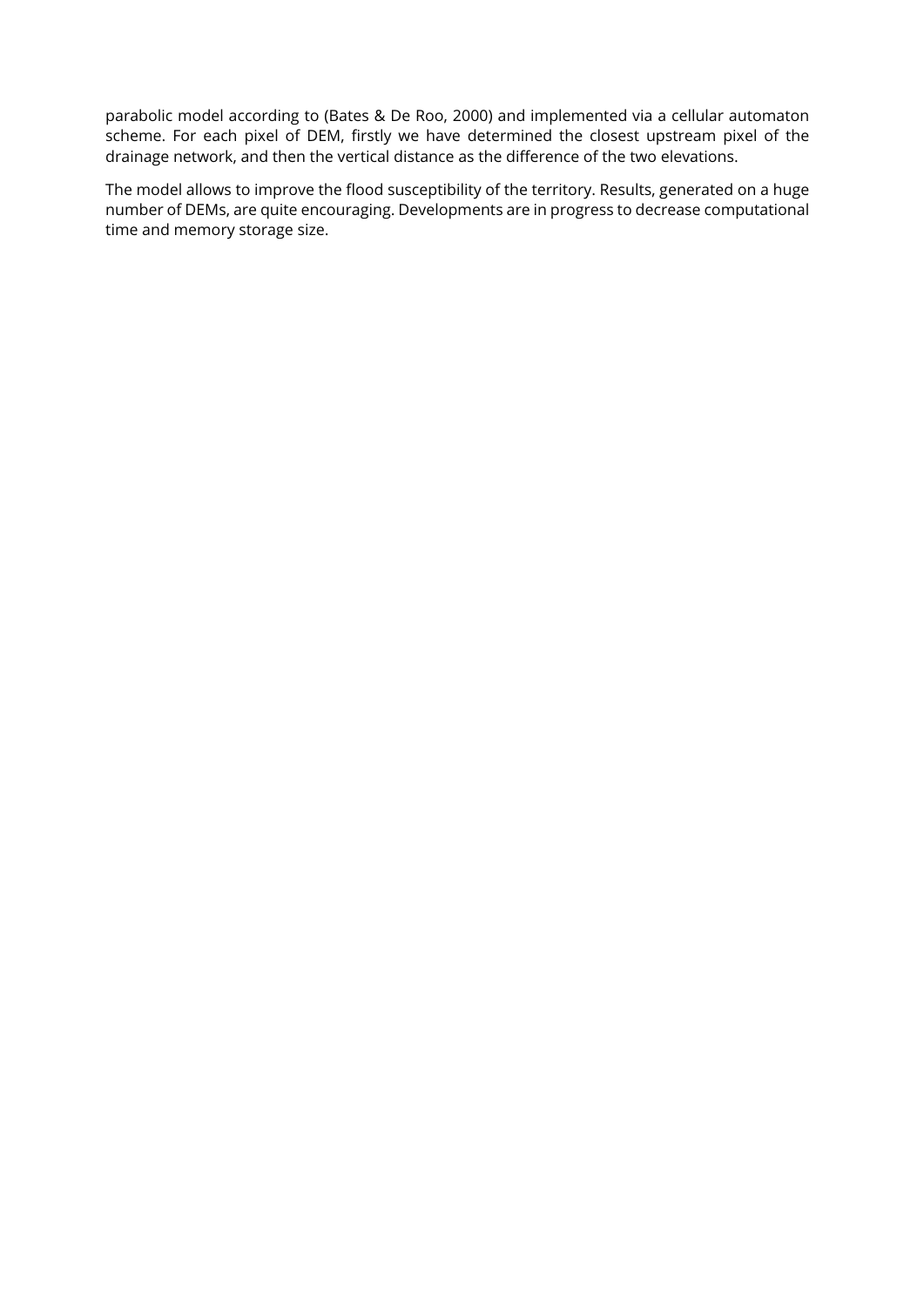parabolic model according to (Bates & De Roo, 2000) and implemented via a cellular automaton scheme. For each pixel of DEM, firstly we have determined the closest upstream pixel of the drainage network, and then the vertical distance as the difference of the two elevations.

The model allows to improve the flood susceptibility of the territory. Results, generated on a huge number of DEMs, are quite encouraging. Developments are in progress to decrease computational time and memory storage size.